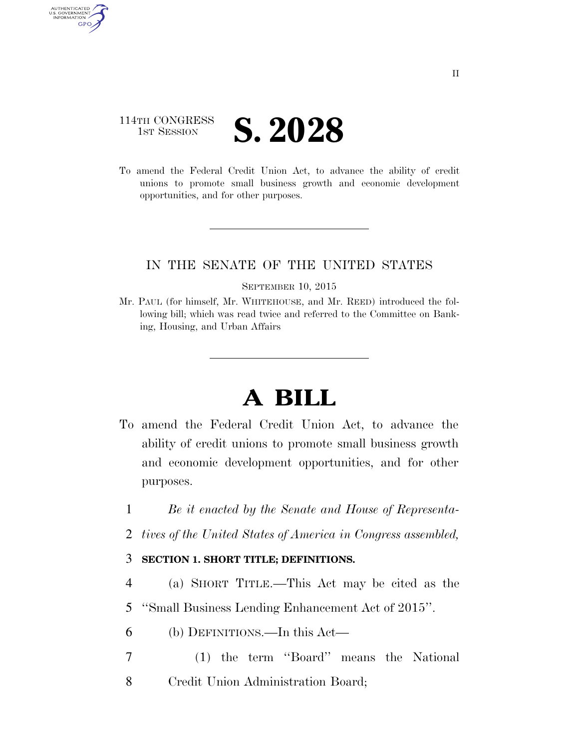114TH CONGRESS
1ST SESSION

# S. 2028

To amend the Federal Credit Union Act, to advance the ability of credit unions to promote small business growth and economic development opportunities, and for other purposes.

---

IN THE SENATE OF THE UNITED STATES

SEPTEMBER 10, 2015

Mr. PAUL (for himself, Mr. WHITEHOUSE, and Mr. REED) introduced the following bill; which was read twice and referred to the Committee on Banking, Housing, and Urban Affairs

---

# A BILL

To amend the Federal Credit Union Act, to advance the ability of credit unions to promote small business growth and economic development opportunities, and for other purposes.

1 *Be it enacted by the Senate and House of Representa-*
2 *tives of the United States of America in Congress assembled,*

3 **SECTION 1. SHORT TITLE; DEFINITIONS.**

4 (a) SHORT TITLE.—This Act may be cited as the
5 ''Small Business Lending Enhancement Act of 2015''.

6 (b) DEFINITIONS.—In this Act—

7 (1) the term ''Board'' means the National
8 Credit Union Administration Board;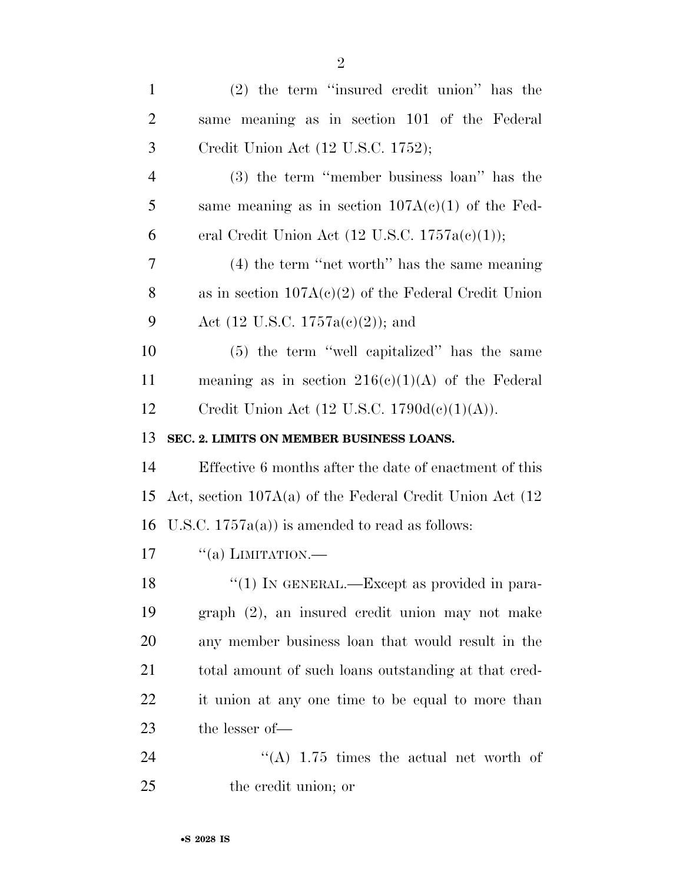(2) the term "insured credit union" has the same meaning as in section 101 of the Federal Credit Union Act (12 U.S.C. 1752);

(3) the term "member business loan" has the same meaning as in section 107A(c)(1) of the Federal Credit Union Act (12 U.S.C. 1757a(c)(1));

(4) the term "net worth" has the same meaning as in section 107A(c)(2) of the Federal Credit Union Act (12 U.S.C. 1757a(c)(2)); and

(5) the term "well capitalized" has the same meaning as in section 216(c)(1)(A) of the Federal Credit Union Act (12 U.S.C. 1790d(c)(1)(A)).

**SEC. 2. LIMITS ON MEMBER BUSINESS LOANS.**

Effective 6 months after the date of enactment of this Act, section 107A(a) of the Federal Credit Union Act (12 U.S.C. 1757a(a)) is amended to read as follows:

"(a) LIMITATION.—

"(1) IN GENERAL.—Except as provided in paragraph (2), an insured credit union may not make any member business loan that would result in the total amount of such loans outstanding at that credit union at any one time to be equal to more than the lesser of—

"(A) 1.75 times the actual net worth of the credit union; or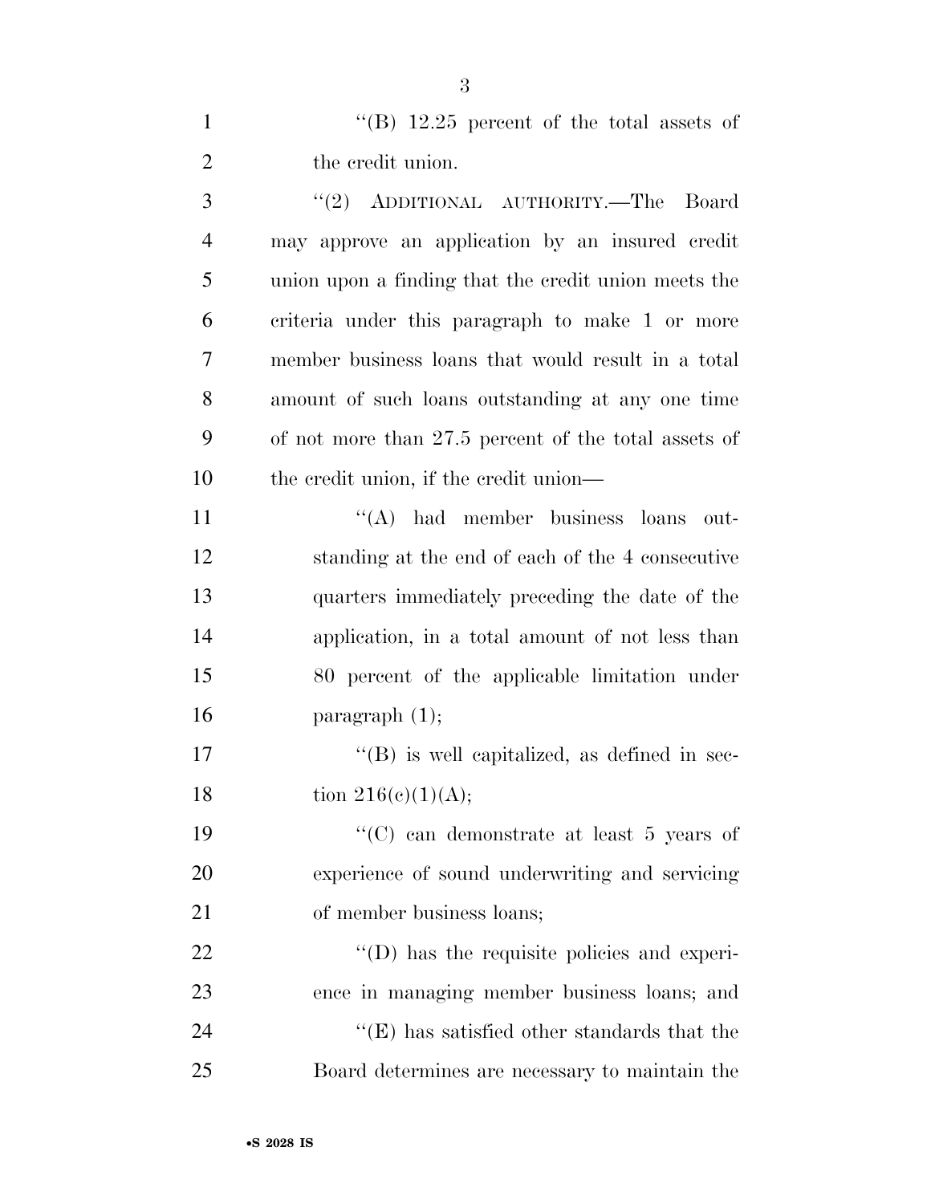''(B) 12.25 percent of the total assets of the credit union.

''(2) ADDITIONAL AUTHORITY.—The Board may approve an application by an insured credit union upon a finding that the credit union meets the criteria under this paragraph to make 1 or more member business loans that would result in a total amount of such loans outstanding at any one time of not more than 27.5 percent of the total assets of the credit union, if the credit union—

''(A) had member business loans outstanding at the end of each of the 4 consecutive quarters immediately preceding the date of the application, in a total amount of not less than 80 percent of the applicable limitation under paragraph (1);

''(B) is well capitalized, as defined in section 216(c)(1)(A);

''(C) can demonstrate at least 5 years of experience of sound underwriting and servicing of member business loans;

''(D) has the requisite policies and experience in managing member business loans; and

''(E) has satisfied other standards that the Board determines are necessary to maintain the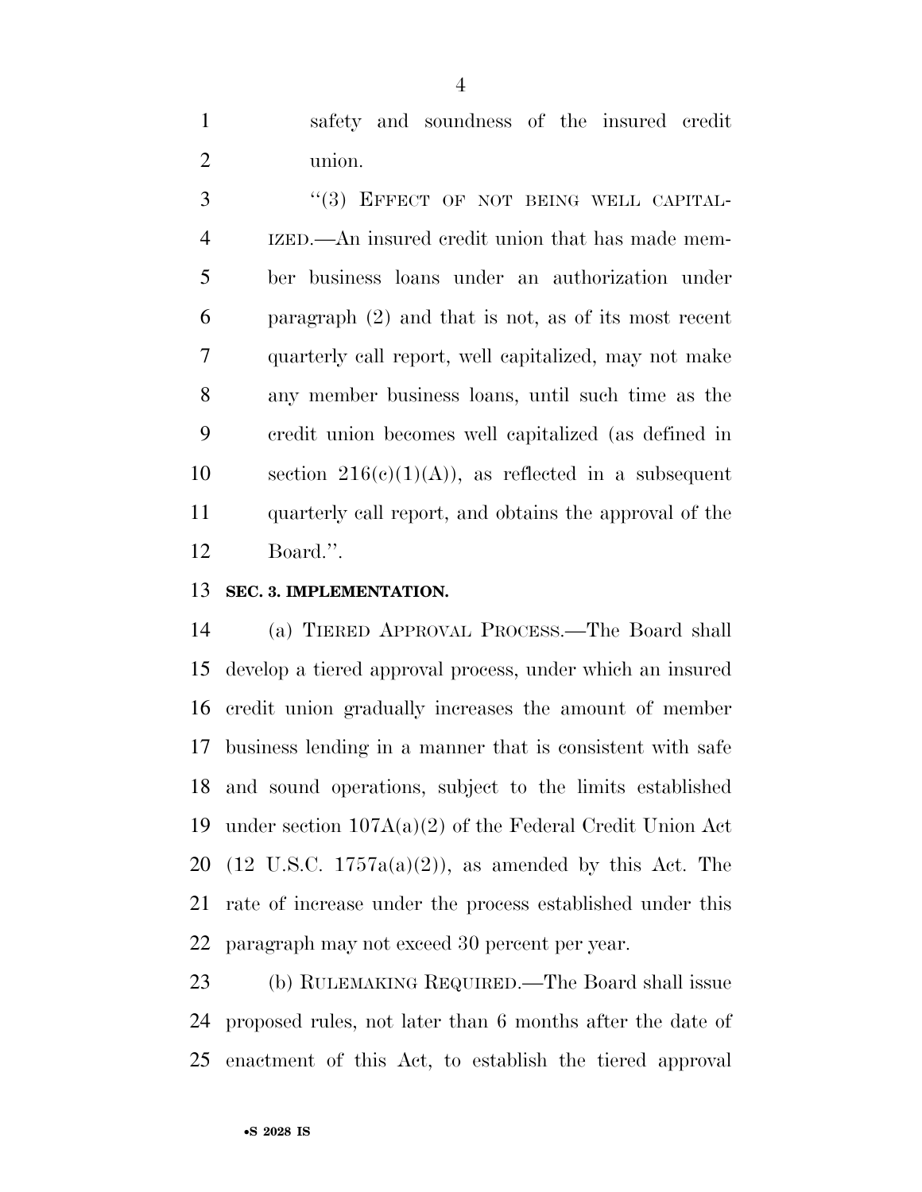safety and soundness of the insured credit union.

"(3) EFFECT OF NOT BEING WELL CAPITALIZED.—An insured credit union that has made member business loans under an authorization under paragraph (2) and that is not, as of its most recent quarterly call report, well capitalized, may not make any member business loans, until such time as the credit union becomes well capitalized (as defined in section 216(c)(1)(A)), as reflected in a subsequent quarterly call report, and obtains the approval of the Board.".

**SEC. 3. IMPLEMENTATION.**

(a) TIERED APPROVAL PROCESS.—The Board shall develop a tiered approval process, under which an insured credit union gradually increases the amount of member business lending in a manner that is consistent with safe and sound operations, subject to the limits established under section 107A(a)(2) of the Federal Credit Union Act (12 U.S.C. 1757a(a)(2)), as amended by this Act. The rate of increase under the process established under this paragraph may not exceed 30 percent per year.

(b) RULEMAKING REQUIRED.—The Board shall issue proposed rules, not later than 6 months after the date of enactment of this Act, to establish the tiered approval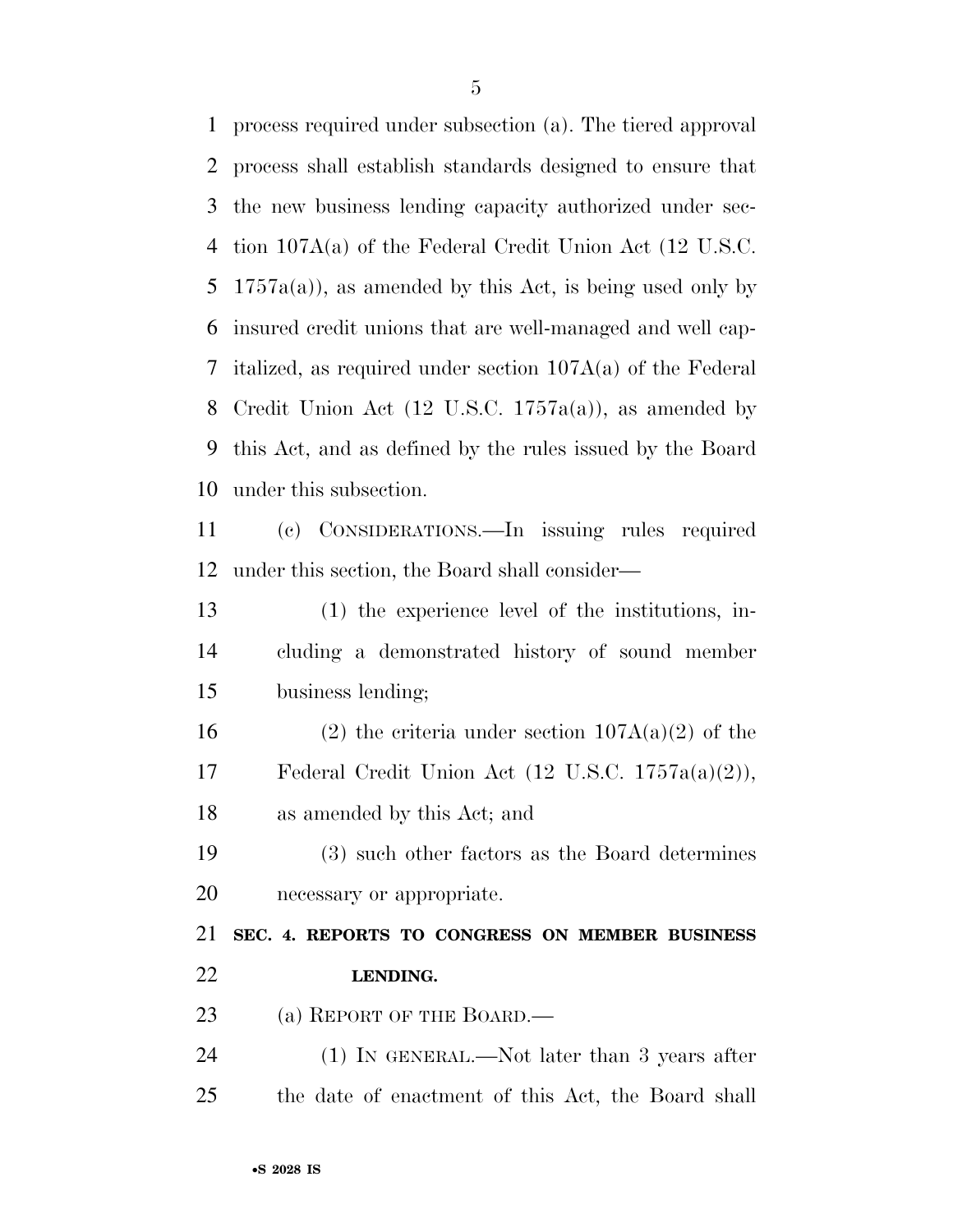process required under subsection (a). The tiered approval process shall establish standards designed to ensure that the new business lending capacity authorized under section 107A(a) of the Federal Credit Union Act (12 U.S.C. 1757a(a)), as amended by this Act, is being used only by insured credit unions that are well-managed and well capitalized, as required under section 107A(a) of the Federal Credit Union Act (12 U.S.C. 1757a(a)), as amended by this Act, and as defined by the rules issued by the Board under this subsection.

(c) CONSIDERATIONS.—In issuing rules required under this section, the Board shall consider—

(1) the experience level of the institutions, including a demonstrated history of sound member business lending;

(2) the criteria under section 107A(a)(2) of the Federal Credit Union Act (12 U.S.C. 1757a(a)(2)), as amended by this Act; and

(3) such other factors as the Board determines necessary or appropriate.

**SEC. 4. REPORTS TO CONGRESS ON MEMBER BUSINESS LENDING.**

(a) REPORT OF THE BOARD.—

(1) IN GENERAL.—Not later than 3 years after the date of enactment of this Act, the Board shall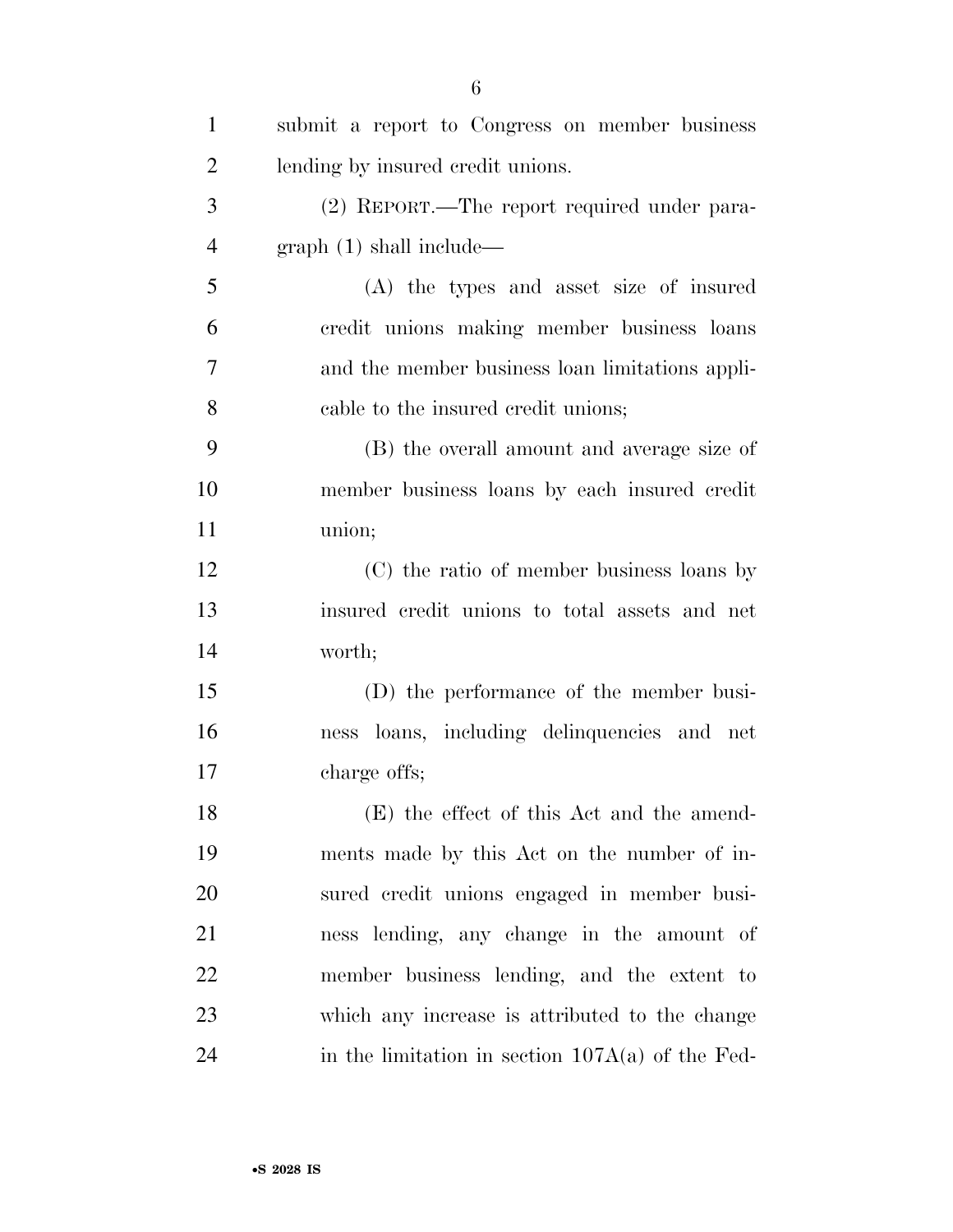submit a report to Congress on member business lending by insured credit unions.

(2) REPORT.—The report required under paragraph (1) shall include—

(A) the types and asset size of insured credit unions making member business loans and the member business loan limitations applicable to the insured credit unions;

(B) the overall amount and average size of member business loans by each insured credit union;

(C) the ratio of member business loans by insured credit unions to total assets and net worth;

(D) the performance of the member business loans, including delinquencies and net charge offs;

(E) the effect of this Act and the amendments made by this Act on the number of insured credit unions engaged in member business lending, any change in the amount of member business lending, and the extent to which any increase is attributed to the change in the limitation in section 107A(a) of the Fed-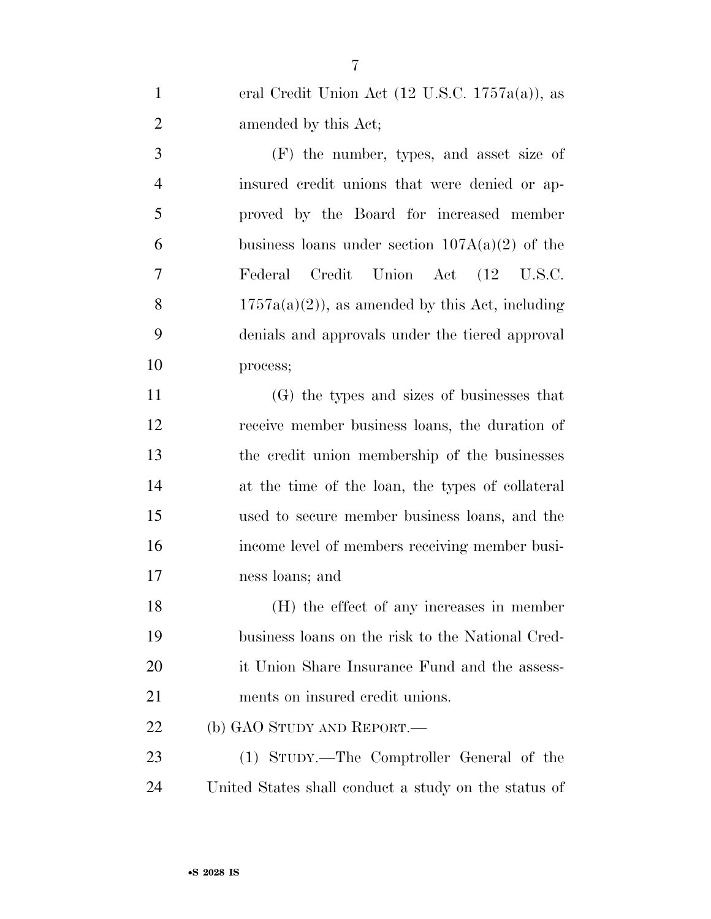eral Credit Union Act (12 U.S.C. 1757a(a)), as amended by this Act;

(F) the number, types, and asset size of insured credit unions that were denied or approved by the Board for increased member business loans under section 107A(a)(2) of the Federal Credit Union Act (12 U.S.C. 1757a(a)(2)), as amended by this Act, including denials and approvals under the tiered approval process;

(G) the types and sizes of businesses that receive member business loans, the duration of the credit union membership of the businesses at the time of the loan, the types of collateral used to secure member business loans, and the income level of members receiving member business loans; and

(H) the effect of any increases in member business loans on the risk to the National Credit Union Share Insurance Fund and the assessments on insured credit unions.

(b) GAO STUDY AND REPORT.—

(1) STUDY.—The Comptroller General of the United States shall conduct a study on the status of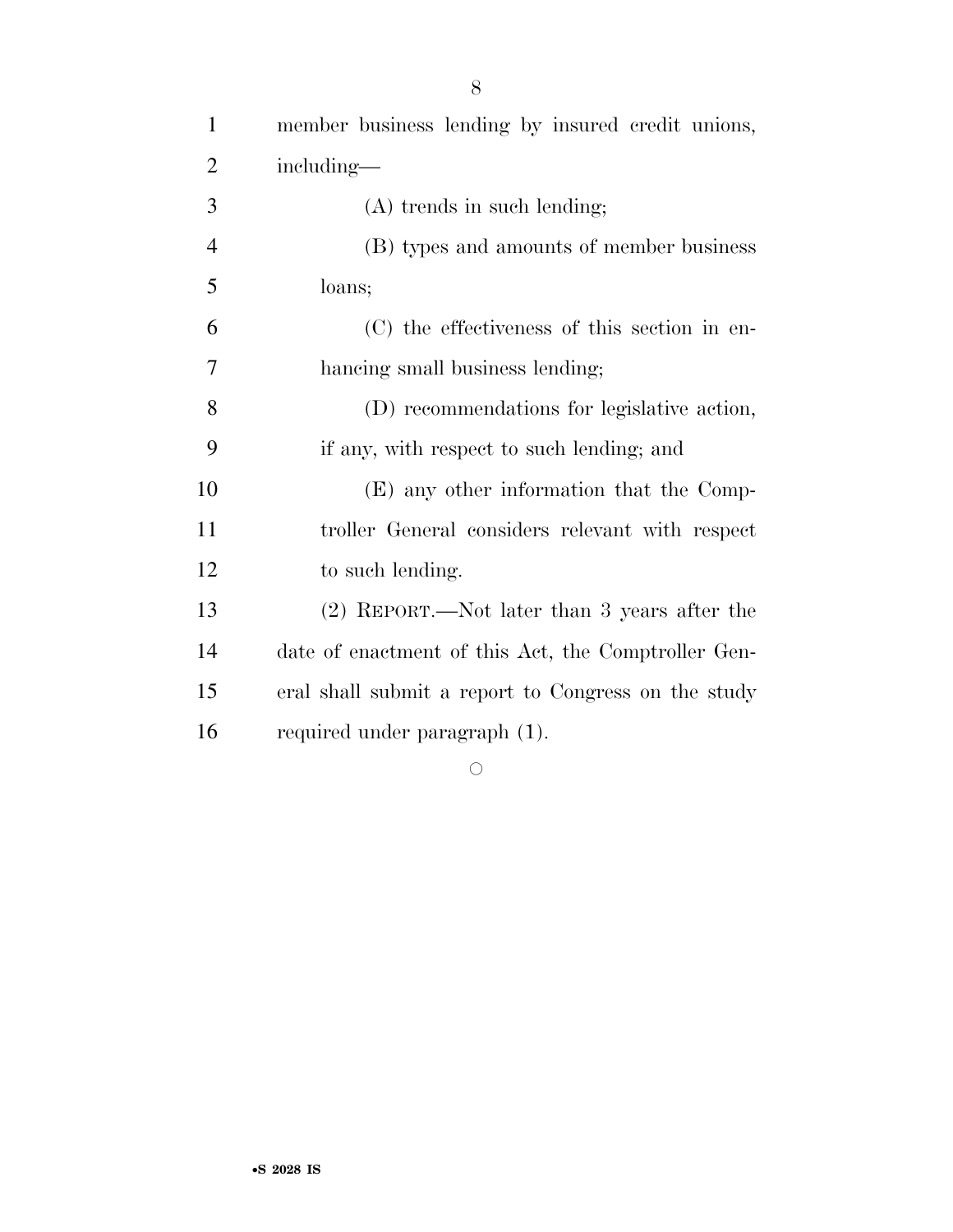member business lending by insured credit unions, including—

(A) trends in such lending;

(B) types and amounts of member business loans;

(C) the effectiveness of this section in enhancing small business lending;

(D) recommendations for legislative action, if any, with respect to such lending; and

(E) any other information that the Comptroller General considers relevant with respect to such lending.

(2) REPORT.—Not later than 3 years after the date of enactment of this Act, the Comptroller General shall submit a report to Congress on the study required under paragraph (1).

○